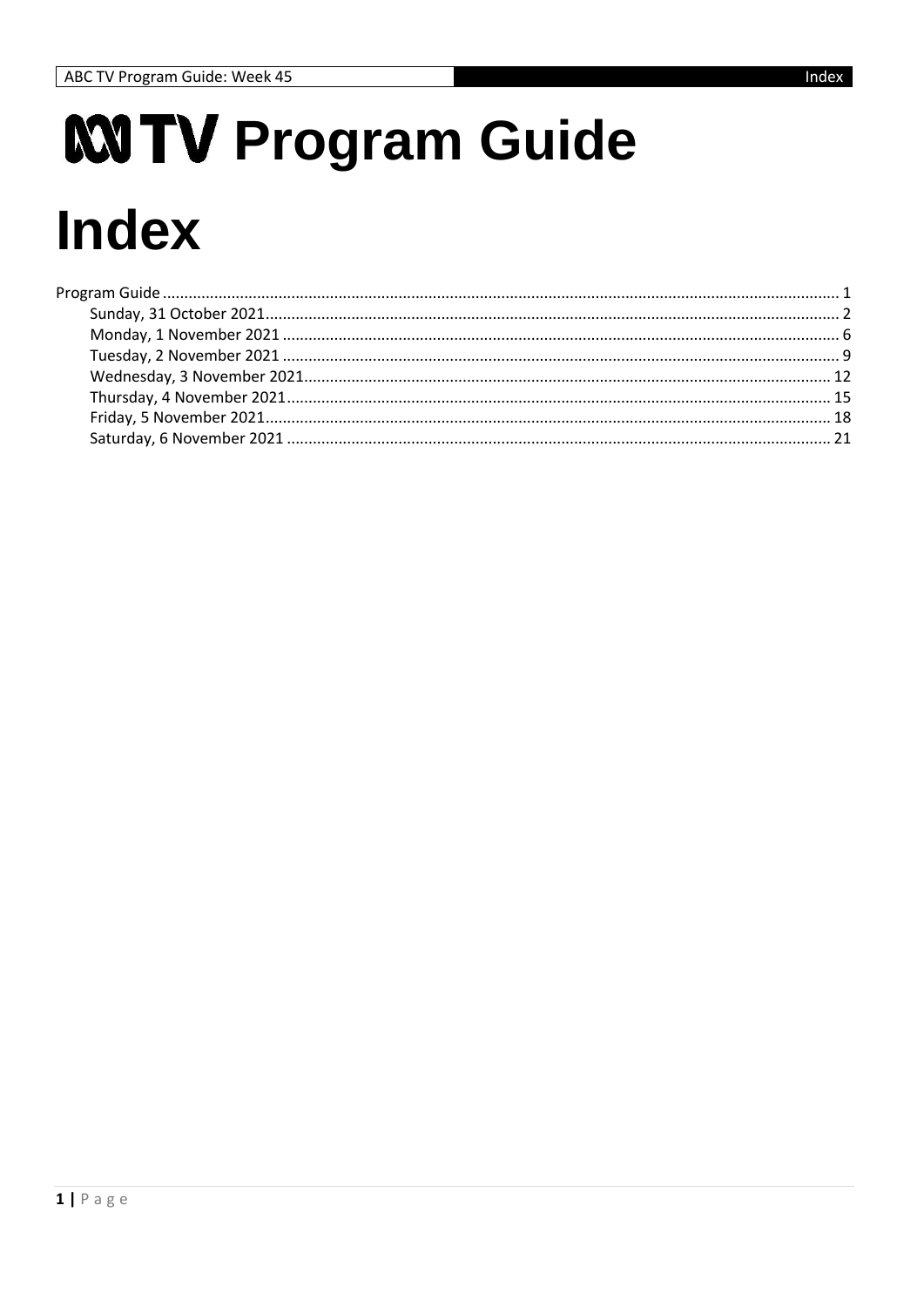# ABC TV Program Guide

# Index

- Program Guide ..... 1
  - Sunday, 31 October 2021 ..... 2
  - Monday, 1 November 2021 ..... 6
  - Tuesday, 2 November 2021 ..... 9
  - Wednesday, 3 November 2021 ..... 12
  - Thursday, 4 November 2021 ..... 15
  - Friday, 5 November 2021 ..... 18
  - Saturday, 6 November 2021 ..... 21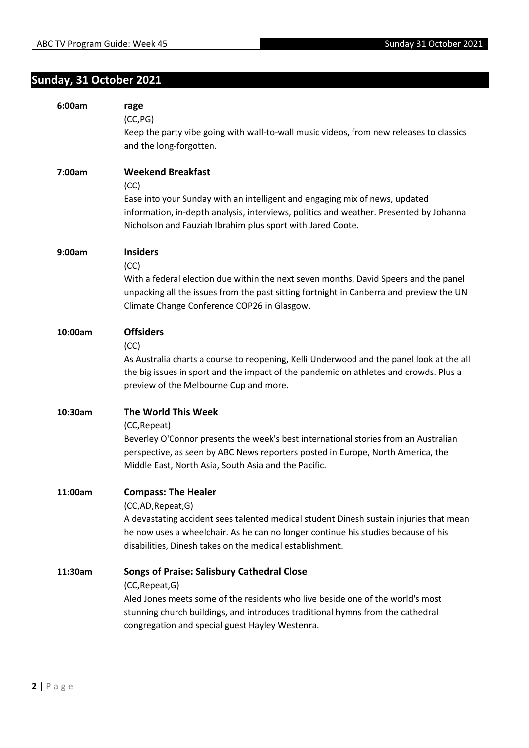## Sunday, 31 October 2021

**6:00am** **rage**

(CC,PG)

Keep the party vibe going with wall-to-wall music videos, from new releases to classics and the long-forgotten.

**7:00am** **Weekend Breakfast**

(CC)

Ease into your Sunday with an intelligent and engaging mix of news, updated information, in-depth analysis, interviews, politics and weather. Presented by Johanna Nicholson and Fauziah Ibrahim plus sport with Jared Coote.

**9:00am** **Insiders**

(CC)

With a federal election due within the next seven months, David Speers and the panel unpacking all the issues from the past sitting fortnight in Canberra and preview the UN Climate Change Conference COP26 in Glasgow.

**10:00am** **Offsiders**

(CC)

As Australia charts a course to reopening, Kelli Underwood and the panel look at the all the big issues in sport and the impact of the pandemic on athletes and crowds. Plus a preview of the Melbourne Cup and more.

**10:30am** **The World This Week**

(CC,Repeat)

Beverley O'Connor presents the week's best international stories from an Australian perspective, as seen by ABC News reporters posted in Europe, North America, the Middle East, North Asia, South Asia and the Pacific.

**11:00am** **Compass: The Healer**

(CC,AD,Repeat,G)

A devastating accident sees talented medical student Dinesh sustain injuries that mean he now uses a wheelchair. As he can no longer continue his studies because of his disabilities, Dinesh takes on the medical establishment.

**11:30am** **Songs of Praise: Salisbury Cathedral Close**

(CC,Repeat,G)

Aled Jones meets some of the residents who live beside one of the world's most stunning church buildings, and introduces traditional hymns from the cathedral congregation and special guest Hayley Westenra.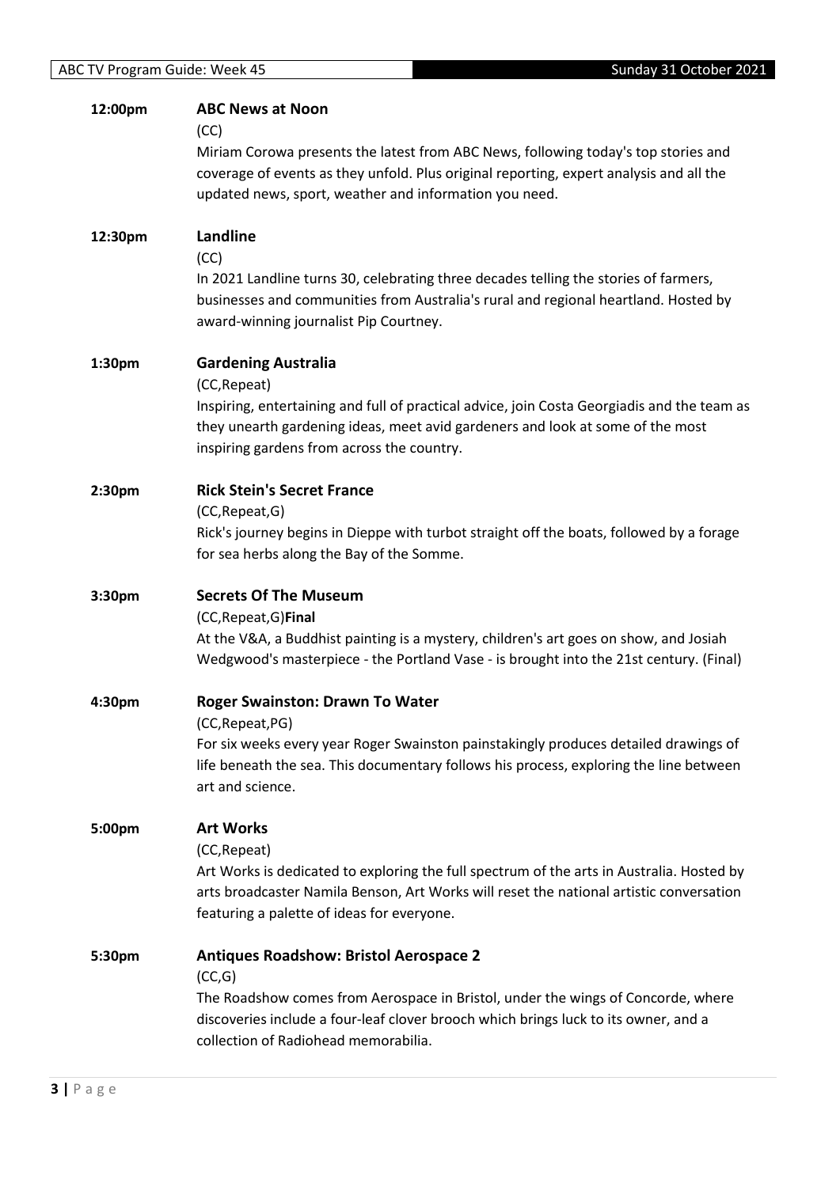**12:00pm** **ABC News at Noon**

(CC)

Miriam Corowa presents the latest from ABC News, following today's top stories and coverage of events as they unfold. Plus original reporting, expert analysis and all the updated news, sport, weather and information you need.

**12:30pm** **Landline**

(CC)

In 2021 Landline turns 30, celebrating three decades telling the stories of farmers, businesses and communities from Australia's rural and regional heartland. Hosted by award-winning journalist Pip Courtney.

**1:30pm** **Gardening Australia**

(CC,Repeat)

Inspiring, entertaining and full of practical advice, join Costa Georgiadis and the team as they unearth gardening ideas, meet avid gardeners and look at some of the most inspiring gardens from across the country.

**2:30pm** **Rick Stein's Secret France**

(CC,Repeat,G)

Rick's journey begins in Dieppe with turbot straight off the boats, followed by a forage for sea herbs along the Bay of the Somme.

**3:30pm** **Secrets Of The Museum**

(CC,Repeat,G)**Final**

At the V&A, a Buddhist painting is a mystery, children's art goes on show, and Josiah Wedgwood's masterpiece - the Portland Vase - is brought into the 21st century. (Final)

**4:30pm** **Roger Swainston: Drawn To Water**

(CC,Repeat,PG)

For six weeks every year Roger Swainston painstakingly produces detailed drawings of life beneath the sea. This documentary follows his process, exploring the line between art and science.

**5:00pm** **Art Works**

(CC,Repeat)

Art Works is dedicated to exploring the full spectrum of the arts in Australia. Hosted by arts broadcaster Namila Benson, Art Works will reset the national artistic conversation featuring a palette of ideas for everyone.

**5:30pm** **Antiques Roadshow: Bristol Aerospace 2**

(CC,G)

The Roadshow comes from Aerospace in Bristol, under the wings of Concorde, where discoveries include a four-leaf clover brooch which brings luck to its owner, and a collection of Radiohead memorabilia.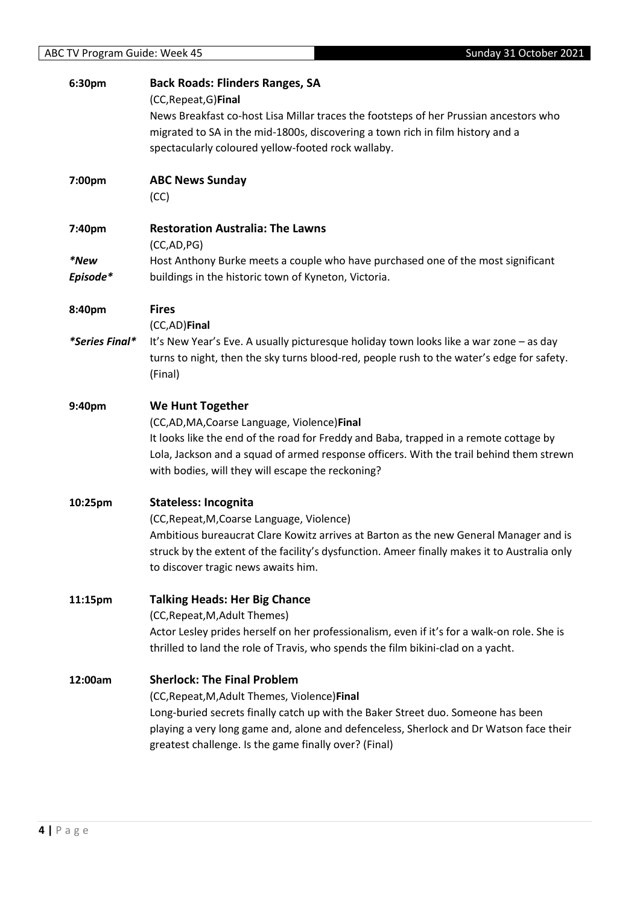**6:30pm** **Back Roads: Flinders Ranges, SA**
(CC,Repeat,G)**Final**
News Breakfast co-host Lisa Millar traces the footsteps of her Prussian ancestors who migrated to SA in the mid-1800s, discovering a town rich in film history and a spectacularly coloured yellow-footed rock wallaby.

**7:00pm** **ABC News Sunday**
(CC)

**7:40pm** **Restoration Australia: The Lawns**
(CC,AD,PG)
*\*New Episode\**
Host Anthony Burke meets a couple who have purchased one of the most significant buildings in the historic town of Kyneton, Victoria.

**8:40pm** **Fires**
(CC,AD)**Final**
*\*Series Final\**
It's New Year's Eve. A usually picturesque holiday town looks like a war zone – as day turns to night, then the sky turns blood-red, people rush to the water's edge for safety. (Final)

**9:40pm** **We Hunt Together**
(CC,AD,MA,Coarse Language, Violence)**Final**
It looks like the end of the road for Freddy and Baba, trapped in a remote cottage by Lola, Jackson and a squad of armed response officers. With the trail behind them strewn with bodies, will they will escape the reckoning?

**10:25pm** **Stateless: Incognita**
(CC,Repeat,M,Coarse Language, Violence)
Ambitious bureaucrat Clare Kowitz arrives at Barton as the new General Manager and is struck by the extent of the facility's dysfunction. Ameer finally makes it to Australia only to discover tragic news awaits him.

**11:15pm** **Talking Heads: Her Big Chance**
(CC,Repeat,M,Adult Themes)
Actor Lesley prides herself on her professionalism, even if it's for a walk-on role. She is thrilled to land the role of Travis, who spends the film bikini-clad on a yacht.

**12:00am** **Sherlock: The Final Problem**
(CC,Repeat,M,Adult Themes, Violence)**Final**
Long-buried secrets finally catch up with the Baker Street duo. Someone has been playing a very long game and, alone and defenceless, Sherlock and Dr Watson face their greatest challenge. Is the game finally over? (Final)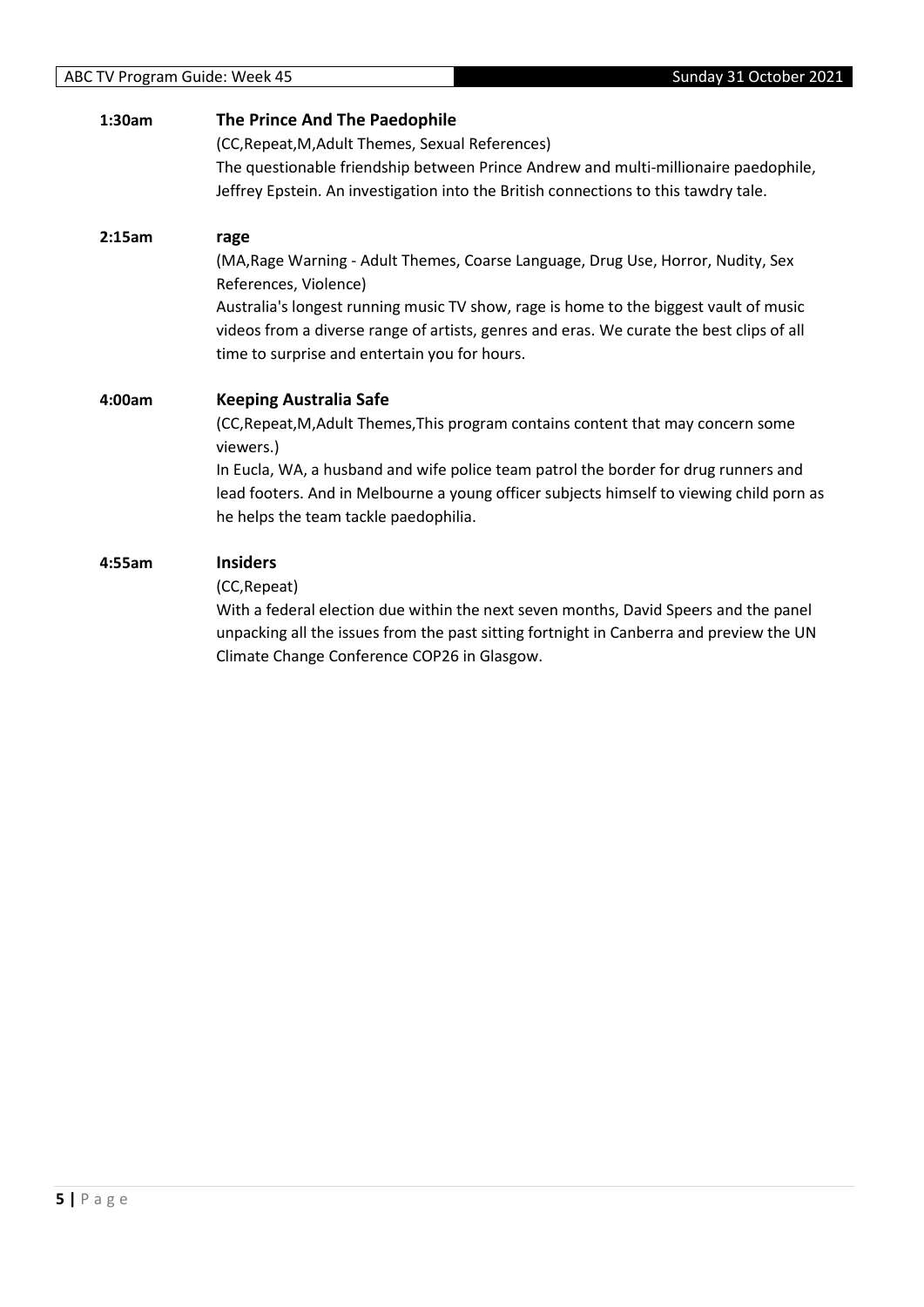**1:30am** **The Prince And The Paedophile**

(CC,Repeat,M,Adult Themes, Sexual References)

The questionable friendship between Prince Andrew and multi-millionaire paedophile, Jeffrey Epstein. An investigation into the British connections to this tawdry tale.

**2:15am** **rage**

(MA,Rage Warning - Adult Themes, Coarse Language, Drug Use, Horror, Nudity, Sex References, Violence)

Australia's longest running music TV show, rage is home to the biggest vault of music videos from a diverse range of artists, genres and eras. We curate the best clips of all time to surprise and entertain you for hours.

**4:00am** **Keeping Australia Safe**

(CC,Repeat,M,Adult Themes,This program contains content that may concern some viewers.)

In Eucla, WA, a husband and wife police team patrol the border for drug runners and lead footers. And in Melbourne a young officer subjects himself to viewing child porn as he helps the team tackle paedophilia.

**4:55am** **Insiders**

(CC,Repeat)

With a federal election due within the next seven months, David Speers and the panel unpacking all the issues from the past sitting fortnight in Canberra and preview the UN Climate Change Conference COP26 in Glasgow.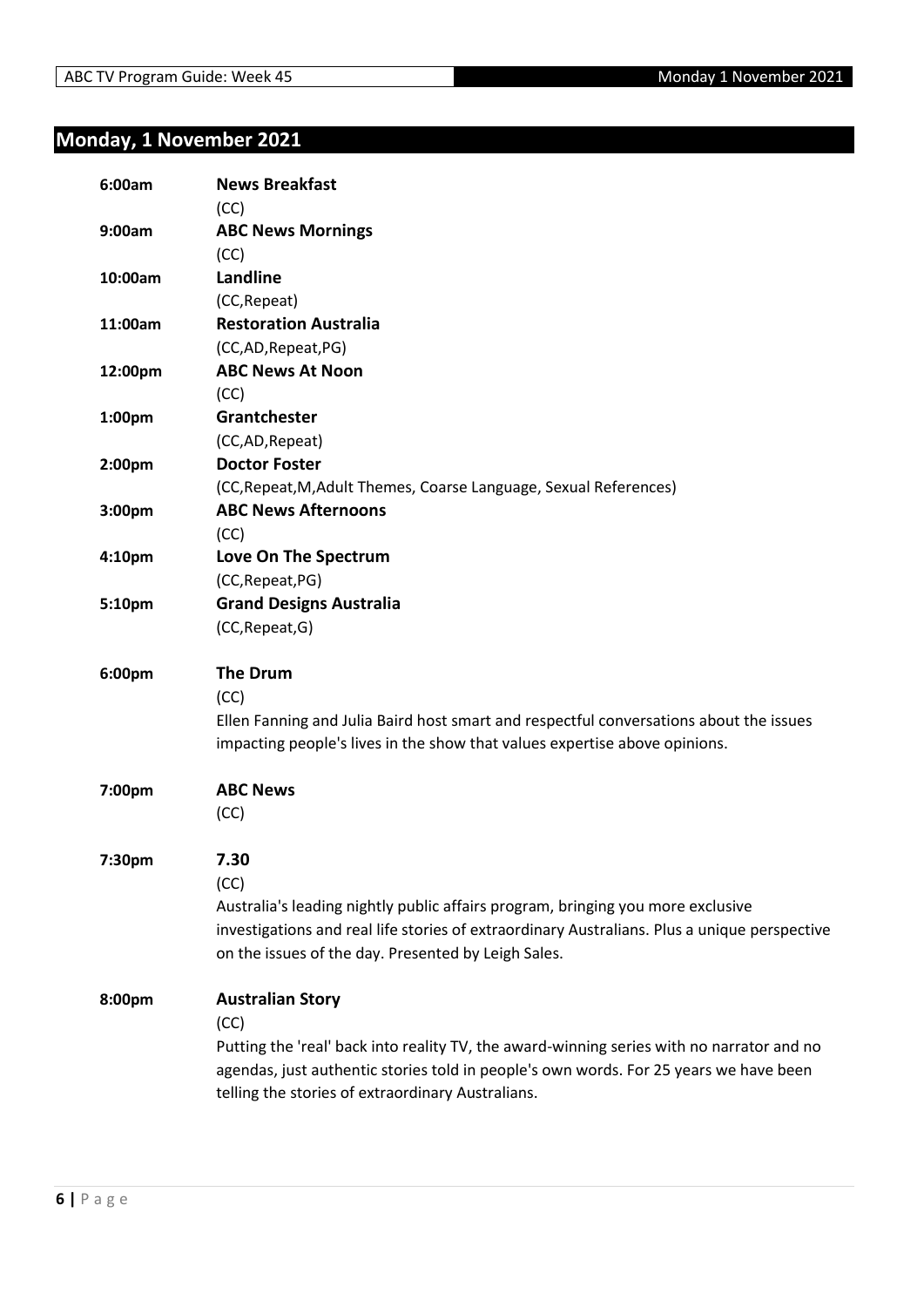## Monday, 1 November 2021

**6:00am** **News Breakfast**
(CC)

**9:00am** **ABC News Mornings**
(CC)

**10:00am** **Landline**
(CC,Repeat)

**11:00am** **Restoration Australia**
(CC,AD,Repeat,PG)

**12:00pm** **ABC News At Noon**
(CC)

**1:00pm** **Grantchester**
(CC,AD,Repeat)

**2:00pm** **Doctor Foster**
(CC,Repeat,M,Adult Themes, Coarse Language, Sexual References)

**3:00pm** **ABC News Afternoons**
(CC)

**4:10pm** **Love On The Spectrum**
(CC,Repeat,PG)

**5:10pm** **Grand Designs Australia**
(CC,Repeat,G)

**6:00pm** **The Drum**
(CC)
Ellen Fanning and Julia Baird host smart and respectful conversations about the issues impacting people's lives in the show that values expertise above opinions.

**7:00pm** **ABC News**
(CC)

**7:30pm** **7.30**
(CC)
Australia's leading nightly public affairs program, bringing you more exclusive investigations and real life stories of extraordinary Australians. Plus a unique perspective on the issues of the day. Presented by Leigh Sales.

**8:00pm** **Australian Story**
(CC)
Putting the 'real' back into reality TV, the award-winning series with no narrator and no agendas, just authentic stories told in people's own words. For 25 years we have been telling the stories of extraordinary Australians.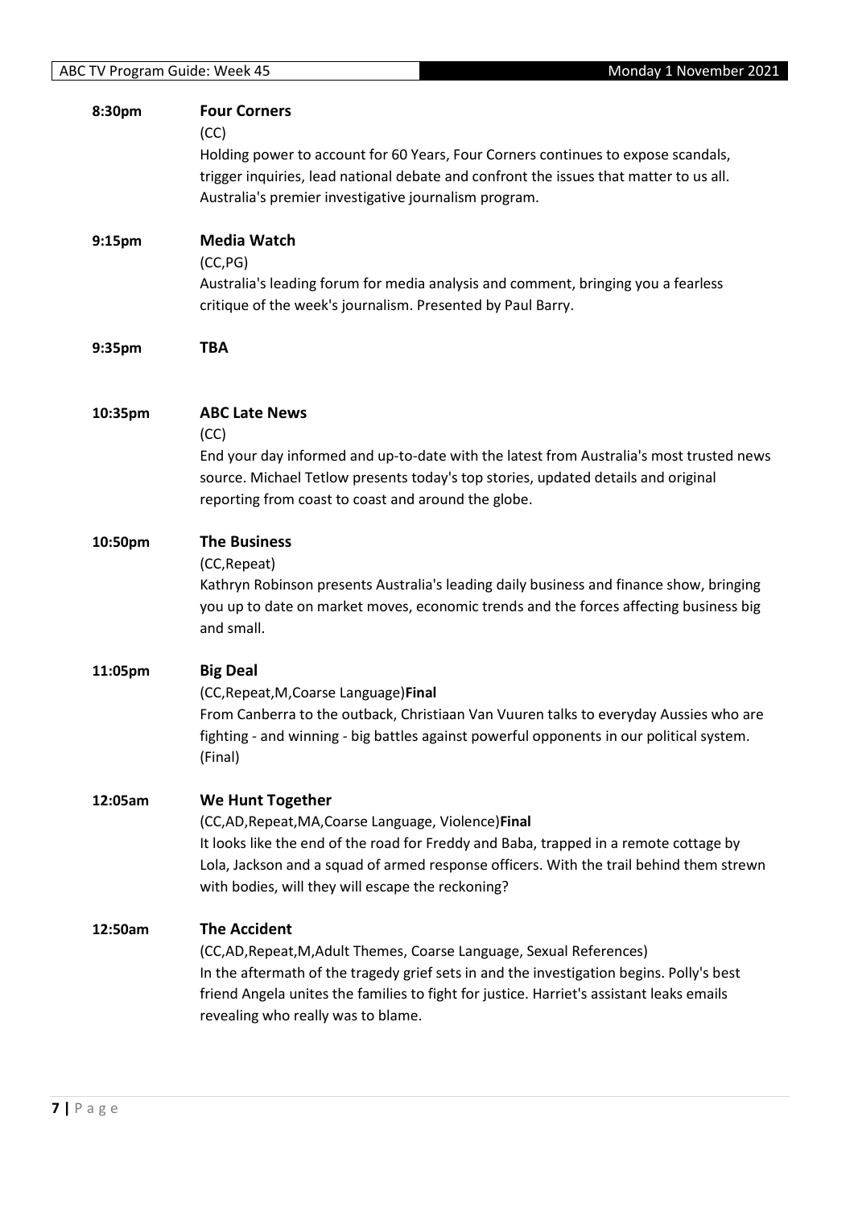**8:30pm** **Four Corners**

(CC)

Holding power to account for 60 Years, Four Corners continues to expose scandals, trigger inquiries, lead national debate and confront the issues that matter to us all. Australia's premier investigative journalism program.

**9:15pm** **Media Watch**

(CC,PG)

Australia's leading forum for media analysis and comment, bringing you a fearless critique of the week's journalism. Presented by Paul Barry.

**9:35pm** **TBA**

**10:35pm** **ABC Late News**

(CC)

End your day informed and up-to-date with the latest from Australia's most trusted news source. Michael Tetlow presents today's top stories, updated details and original reporting from coast to coast and around the globe.

**10:50pm** **The Business**

(CC,Repeat)

Kathryn Robinson presents Australia's leading daily business and finance show, bringing you up to date on market moves, economic trends and the forces affecting business big and small.

**11:05pm** **Big Deal**

(CC,Repeat,M,Coarse Language)**Final**

From Canberra to the outback, Christiaan Van Vuuren talks to everyday Aussies who are fighting - and winning - big battles against powerful opponents in our political system. (Final)

**12:05am** **We Hunt Together**

(CC,AD,Repeat,MA,Coarse Language, Violence)**Final**

It looks like the end of the road for Freddy and Baba, trapped in a remote cottage by Lola, Jackson and a squad of armed response officers. With the trail behind them strewn with bodies, will they will escape the reckoning?

**12:50am** **The Accident**

(CC,AD,Repeat,M,Adult Themes, Coarse Language, Sexual References)

In the aftermath of the tragedy grief sets in and the investigation begins. Polly's best friend Angela unites the families to fight for justice. Harriet's assistant leaks emails revealing who really was to blame.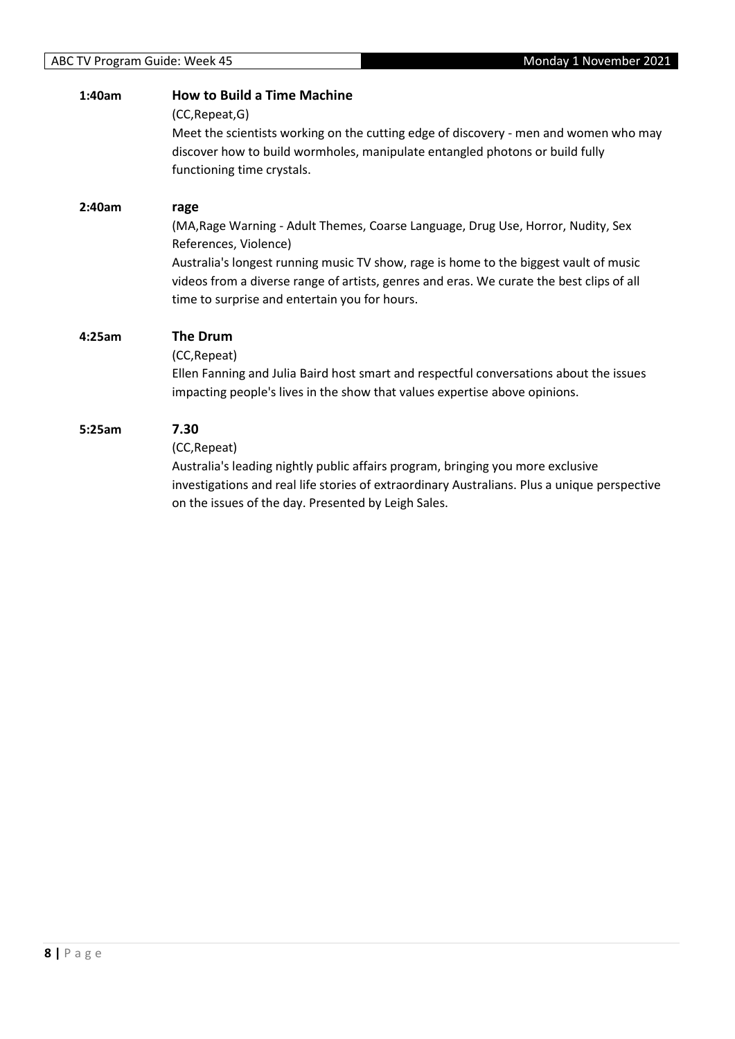**1:40am** **How to Build a Time Machine**

(CC,Repeat,G)

Meet the scientists working on the cutting edge of discovery - men and women who may discover how to build wormholes, manipulate entangled photons or build fully functioning time crystals.

**2:40am** **rage**

(MA,Rage Warning - Adult Themes, Coarse Language, Drug Use, Horror, Nudity, Sex References, Violence)

Australia's longest running music TV show, rage is home to the biggest vault of music videos from a diverse range of artists, genres and eras. We curate the best clips of all time to surprise and entertain you for hours.

**4:25am** **The Drum**

(CC,Repeat)

Ellen Fanning and Julia Baird host smart and respectful conversations about the issues impacting people's lives in the show that values expertise above opinions.

**5:25am** **7.30**

(CC,Repeat)

Australia's leading nightly public affairs program, bringing you more exclusive investigations and real life stories of extraordinary Australians. Plus a unique perspective on the issues of the day. Presented by Leigh Sales.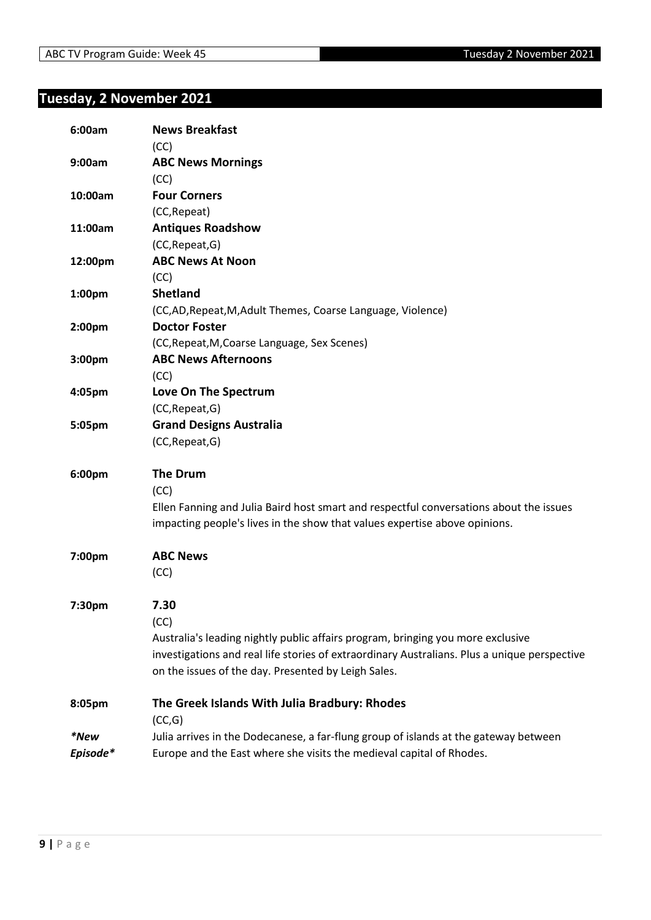## Tuesday, 2 November 2021

| | |
|---|---|
| **6:00am** | **News Breakfast**<br>(CC) |
| **9:00am** | **ABC News Mornings**<br>(CC) |
| **10:00am** | **Four Corners**<br>(CC,Repeat) |
| **11:00am** | **Antiques Roadshow**<br>(CC,Repeat,G) |
| **12:00pm** | **ABC News At Noon**<br>(CC) |
| **1:00pm** | **Shetland**<br>(CC,AD,Repeat,M,Adult Themes, Coarse Language, Violence) |
| **2:00pm** | **Doctor Foster**<br>(CC,Repeat,M,Coarse Language, Sex Scenes) |
| **3:00pm** | **ABC News Afternoons**<br>(CC) |
| **4:05pm** | **Love On The Spectrum**<br>(CC,Repeat,G) |
| **5:05pm** | **Grand Designs Australia**<br>(CC,Repeat,G) |
| **6:00pm** | **The Drum**<br>(CC)<br>Ellen Fanning and Julia Baird host smart and respectful conversations about the issues impacting people's lives in the show that values expertise above opinions. |
| **7:00pm** | **ABC News**<br>(CC) |
| **7:30pm** | **7.30**<br>(CC)<br>Australia's leading nightly public affairs program, bringing you more exclusive investigations and real life stories of extraordinary Australians. Plus a unique perspective on the issues of the day. Presented by Leigh Sales. |
| **8:05pm**<br>***New Episode*** | **The Greek Islands With Julia Bradbury: Rhodes**<br>(CC,G)<br>Julia arrives in the Dodecanese, a far-flung group of islands at the gateway between Europe and the East where she visits the medieval capital of Rhodes. |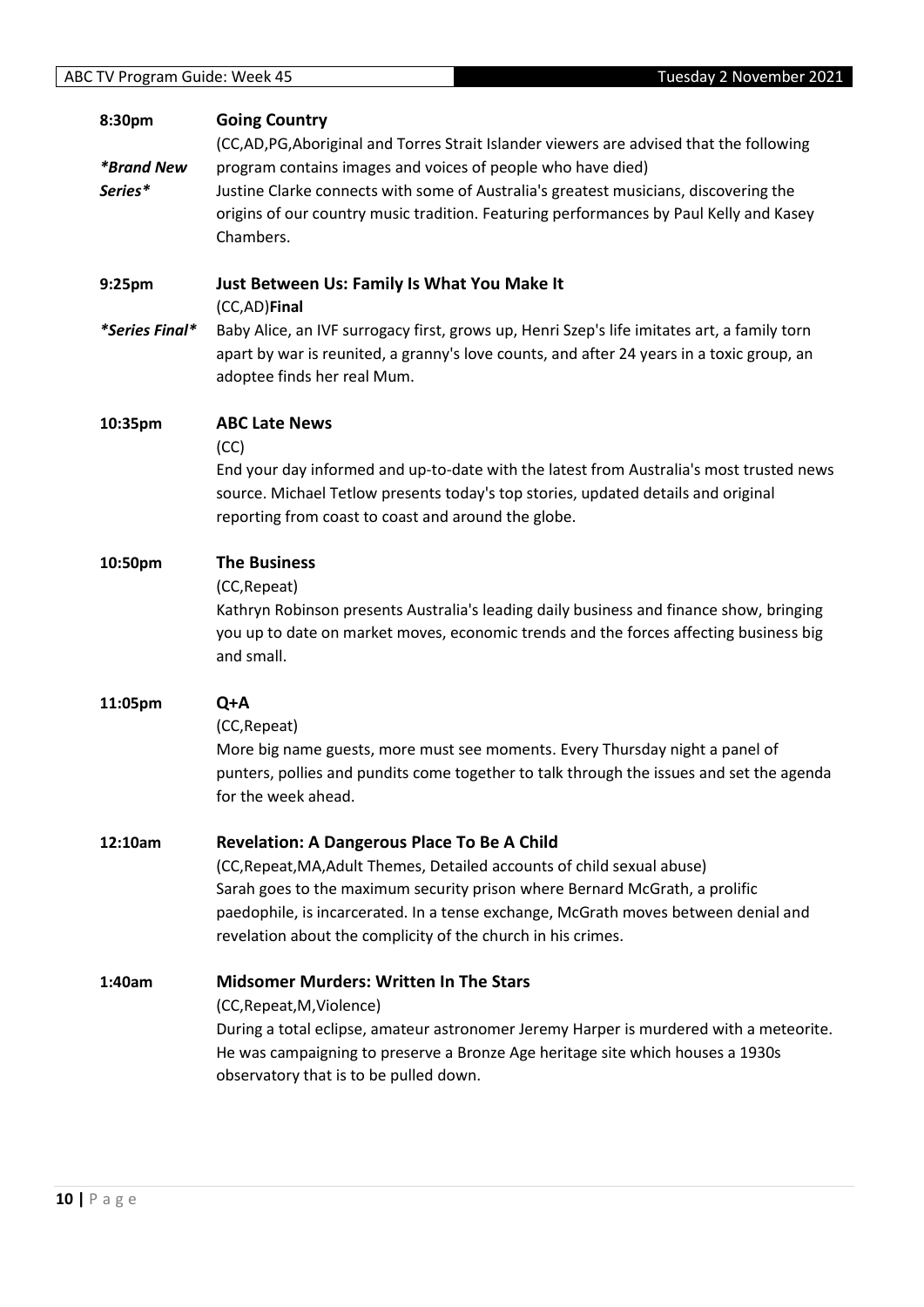**8:30pm**

***Brand New Series***

**Going Country**

(CC,AD,PG,Aboriginal and Torres Strait Islander viewers are advised that the following program contains images and voices of people who have died)

Justine Clarke connects with some of Australia's greatest musicians, discovering the origins of our country music tradition. Featuring performances by Paul Kelly and Kasey Chambers.

**9:25pm**

***Series Final***

**Just Between Us: Family Is What You Make It**

(CC,AD)**Final**

Baby Alice, an IVF surrogacy first, grows up, Henri Szep's life imitates art, a family torn apart by war is reunited, a granny's love counts, and after 24 years in a toxic group, an adoptee finds her real Mum.

**10:35pm**

**ABC Late News**

(CC)

End your day informed and up-to-date with the latest from Australia's most trusted news source. Michael Tetlow presents today's top stories, updated details and original reporting from coast to coast and around the globe.

**10:50pm**

**The Business**

(CC,Repeat)

Kathryn Robinson presents Australia's leading daily business and finance show, bringing you up to date on market moves, economic trends and the forces affecting business big and small.

**11:05pm**

**Q+A**

(CC,Repeat)

More big name guests, more must see moments. Every Thursday night a panel of punters, pollies and pundits come together to talk through the issues and set the agenda for the week ahead.

**12:10am**

**Revelation: A Dangerous Place To Be A Child**

(CC,Repeat,MA,Adult Themes, Detailed accounts of child sexual abuse)

Sarah goes to the maximum security prison where Bernard McGrath, a prolific paedophile, is incarcerated. In a tense exchange, McGrath moves between denial and revelation about the complicity of the church in his crimes.

**1:40am**

**Midsomer Murders: Written In The Stars**

(CC,Repeat,M,Violence)

During a total eclipse, amateur astronomer Jeremy Harper is murdered with a meteorite. He was campaigning to preserve a Bronze Age heritage site which houses a 1930s observatory that is to be pulled down.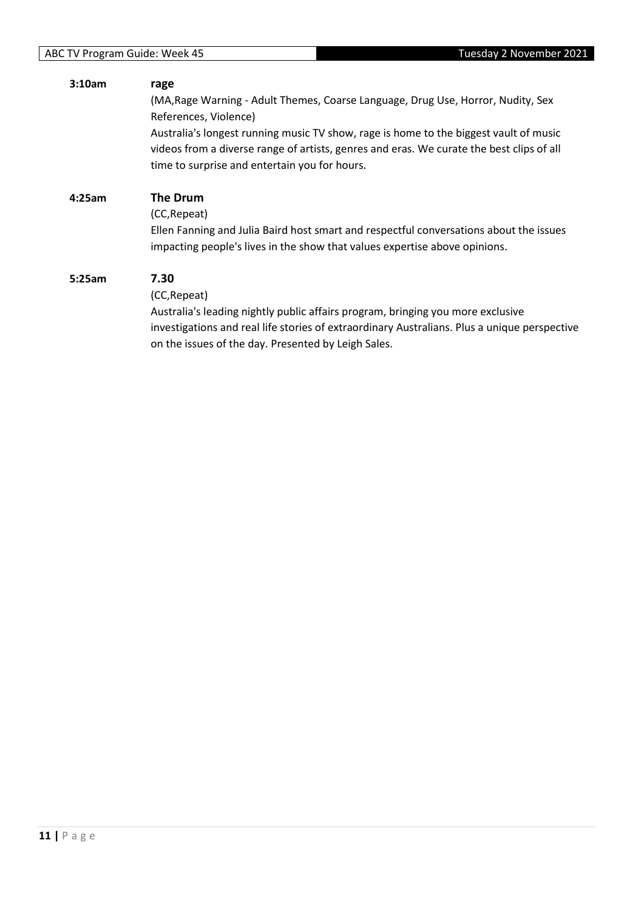**3:10am** **rage**

(MA,Rage Warning - Adult Themes, Coarse Language, Drug Use, Horror, Nudity, Sex References, Violence)

Australia's longest running music TV show, rage is home to the biggest vault of music videos from a diverse range of artists, genres and eras. We curate the best clips of all time to surprise and entertain you for hours.

**4:25am** **The Drum**

(CC,Repeat)

Ellen Fanning and Julia Baird host smart and respectful conversations about the issues impacting people's lives in the show that values expertise above opinions.

**5:25am** **7.30**

(CC,Repeat)

Australia's leading nightly public affairs program, bringing you more exclusive investigations and real life stories of extraordinary Australians. Plus a unique perspective on the issues of the day. Presented by Leigh Sales.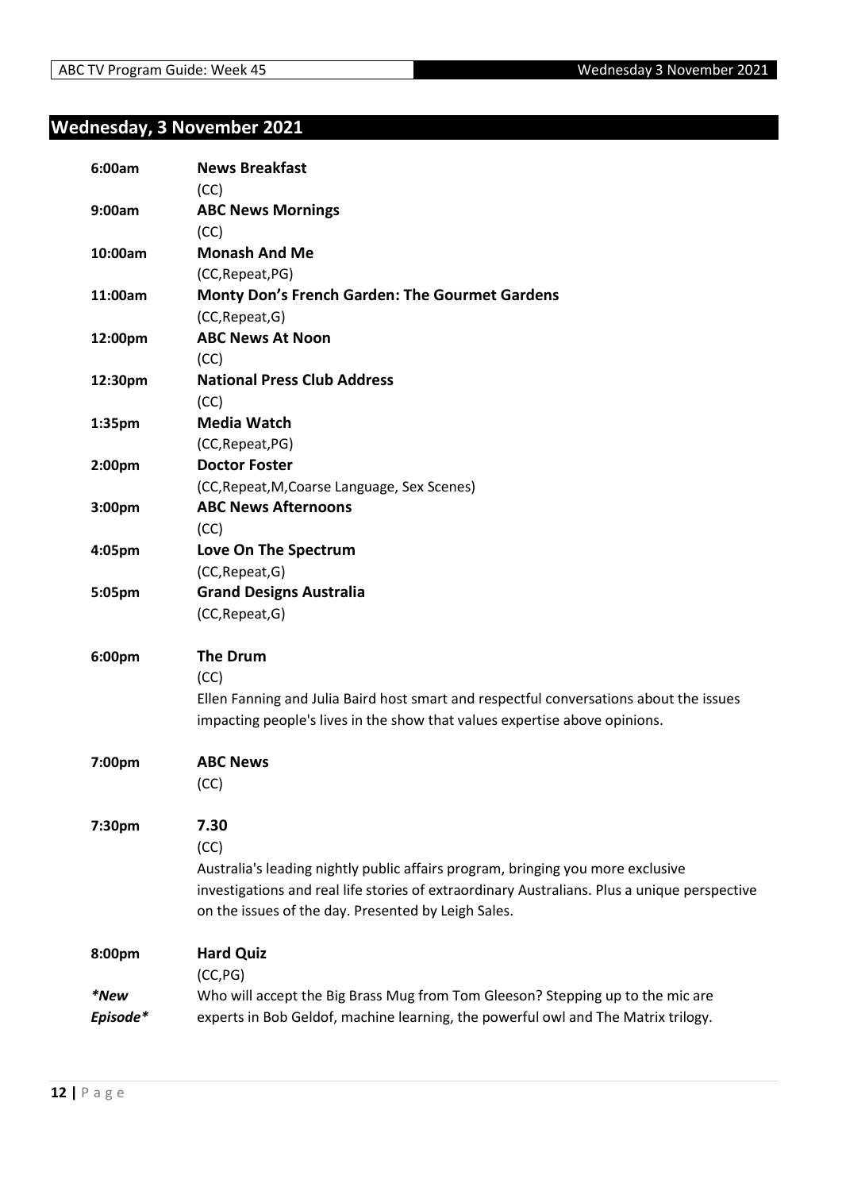## Wednesday, 3 November 2021

**6:00am** **News Breakfast**
(CC)

**9:00am** **ABC News Mornings**
(CC)

**10:00am** **Monash And Me**
(CC,Repeat,PG)

**11:00am** **Monty Don's French Garden: The Gourmet Gardens**
(CC,Repeat,G)

**12:00pm** **ABC News At Noon**
(CC)

**12:30pm** **National Press Club Address**
(CC)

**1:35pm** **Media Watch**
(CC,Repeat,PG)

**2:00pm** **Doctor Foster**
(CC,Repeat,M,Coarse Language, Sex Scenes)

**3:00pm** **ABC News Afternoons**
(CC)

**4:05pm** **Love On The Spectrum**
(CC,Repeat,G)

**5:05pm** **Grand Designs Australia**
(CC,Repeat,G)

**6:00pm** **The Drum**
(CC)
Ellen Fanning and Julia Baird host smart and respectful conversations about the issues impacting people's lives in the show that values expertise above opinions.

**7:00pm** **ABC News**
(CC)

**7:30pm** **7.30**
(CC)
Australia's leading nightly public affairs program, bringing you more exclusive investigations and real life stories of extraordinary Australians. Plus a unique perspective on the issues of the day. Presented by Leigh Sales.

**8:00pm** **Hard Quiz**
(CC,PG)
***New Episode*** Who will accept the Big Brass Mug from Tom Gleeson? Stepping up to the mic are experts in Bob Geldof, machine learning, the powerful owl and The Matrix trilogy.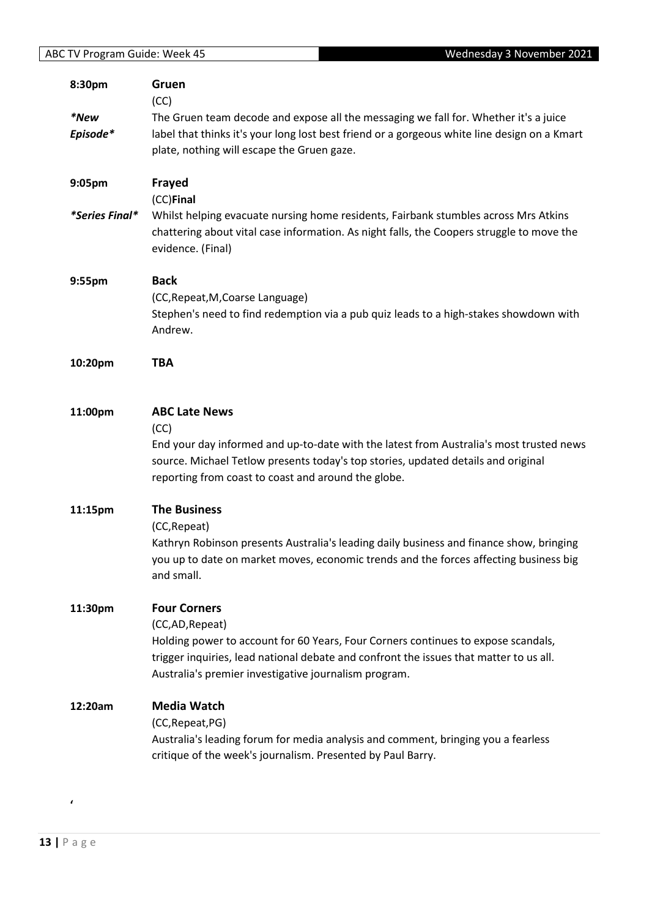**8:30pm** **Gruen**

(CC)

*\*New Episode\**

The Gruen team decode and expose all the messaging we fall for. Whether it's a juice label that thinks it's your long lost best friend or a gorgeous white line design on a Kmart plate, nothing will escape the Gruen gaze.

**9:05pm** **Frayed**

(CC)**Final**

*\*Series Final\**

Whilst helping evacuate nursing home residents, Fairbank stumbles across Mrs Atkins chattering about vital case information. As night falls, the Coopers struggle to move the evidence. (Final)

**9:55pm** **Back**

(CC,Repeat,M,Coarse Language)

Stephen's need to find redemption via a pub quiz leads to a high-stakes showdown with Andrew.

**10:20pm** **TBA**

**11:00pm** **ABC Late News**

(CC)

End your day informed and up-to-date with the latest from Australia's most trusted news source. Michael Tetlow presents today's top stories, updated details and original reporting from coast to coast and around the globe.

**11:15pm** **The Business**

(CC,Repeat)

Kathryn Robinson presents Australia's leading daily business and finance show, bringing you up to date on market moves, economic trends and the forces affecting business big and small.

**11:30pm** **Four Corners**

(CC,AD,Repeat)

Holding power to account for 60 Years, Four Corners continues to expose scandals, trigger inquiries, lead national debate and confront the issues that matter to us all. Australia's premier investigative journalism program.

**12:20am** **Media Watch**

(CC,Repeat,PG)

Australia's leading forum for media analysis and comment, bringing you a fearless critique of the week's journalism. Presented by Paul Barry.

'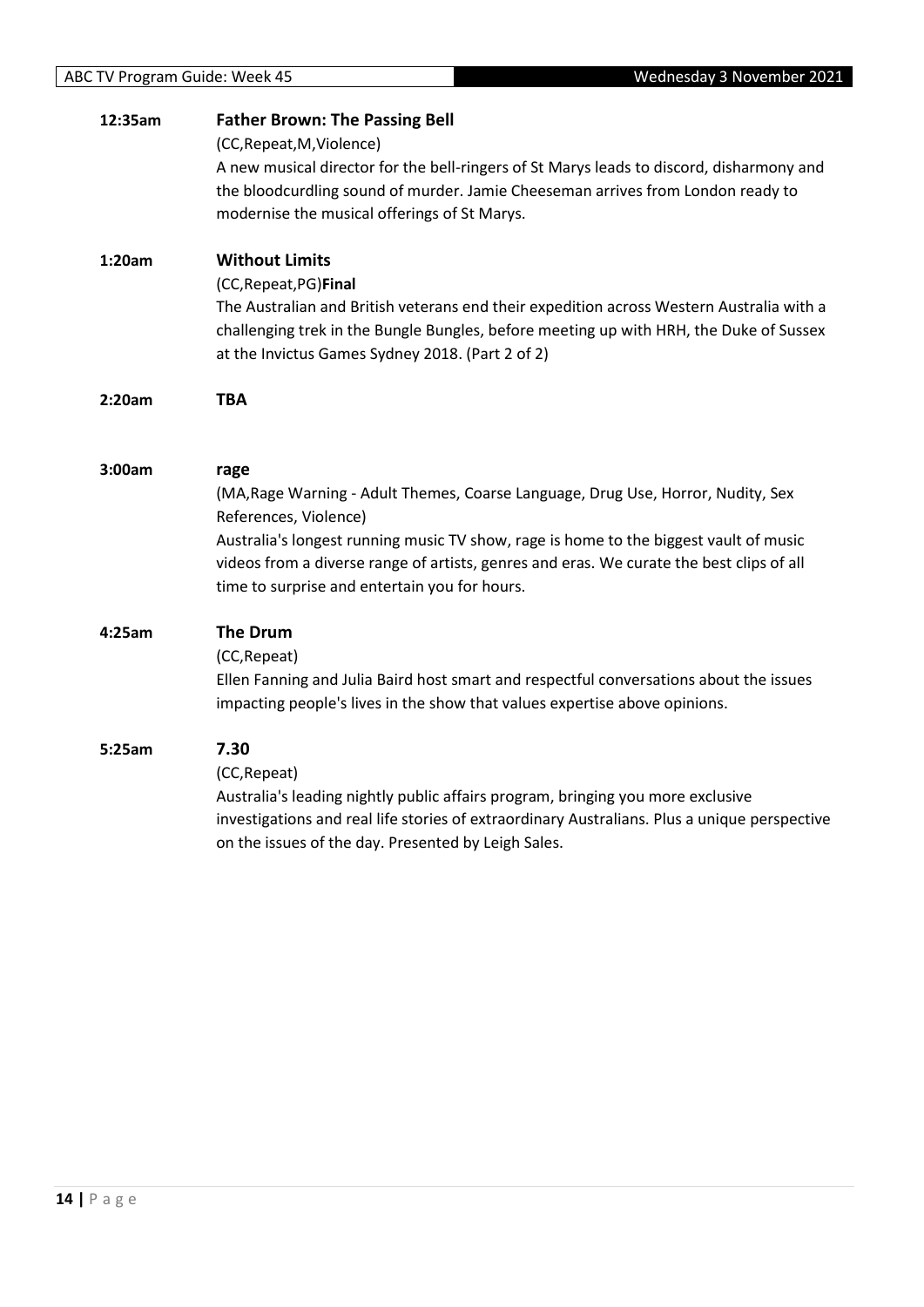**12:35am** **Father Brown: The Passing Bell**

(CC,Repeat,M,Violence)

A new musical director for the bell-ringers of St Marys leads to discord, disharmony and the bloodcurdling sound of murder. Jamie Cheeseman arrives from London ready to modernise the musical offerings of St Marys.

**1:20am** **Without Limits**

(CC,Repeat,PG)**Final**

The Australian and British veterans end their expedition across Western Australia with a challenging trek in the Bungle Bungles, before meeting up with HRH, the Duke of Sussex at the Invictus Games Sydney 2018. (Part 2 of 2)

**2:20am** **TBA**

**3:00am** **rage**

(MA,Rage Warning - Adult Themes, Coarse Language, Drug Use, Horror, Nudity, Sex References, Violence)

Australia's longest running music TV show, rage is home to the biggest vault of music videos from a diverse range of artists, genres and eras. We curate the best clips of all time to surprise and entertain you for hours.

**4:25am** **The Drum**

(CC,Repeat)

Ellen Fanning and Julia Baird host smart and respectful conversations about the issues impacting people's lives in the show that values expertise above opinions.

**5:25am** **7.30**

(CC,Repeat)

Australia's leading nightly public affairs program, bringing you more exclusive investigations and real life stories of extraordinary Australians. Plus a unique perspective on the issues of the day. Presented by Leigh Sales.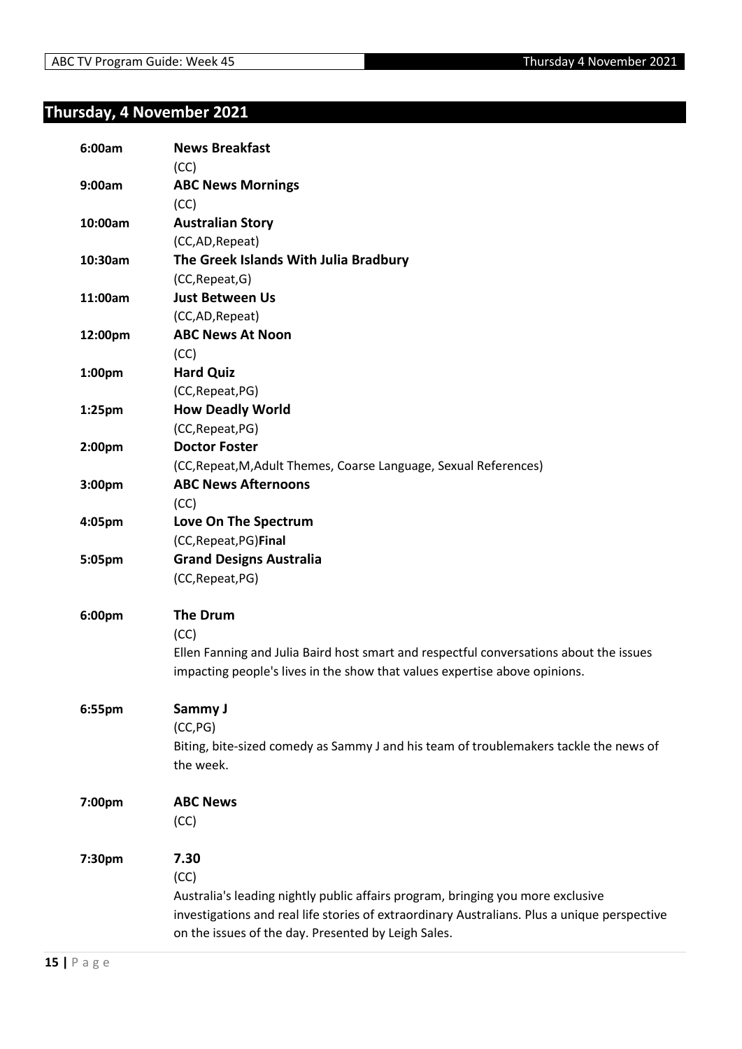## Thursday, 4 November 2021

**6:00am** **News Breakfast**
(CC)

**9:00am** **ABC News Mornings**
(CC)

**10:00am** **Australian Story**
(CC,AD,Repeat)

**10:30am** **The Greek Islands With Julia Bradbury**
(CC,Repeat,G)

**11:00am** **Just Between Us**
(CC,AD,Repeat)

**12:00pm** **ABC News At Noon**
(CC)

**1:00pm** **Hard Quiz**
(CC,Repeat,PG)

**1:25pm** **How Deadly World**
(CC,Repeat,PG)

**2:00pm** **Doctor Foster**
(CC,Repeat,M,Adult Themes, Coarse Language, Sexual References)

**3:00pm** **ABC News Afternoons**
(CC)

**4:05pm** **Love On The Spectrum**
(CC,Repeat,PG)**Final**

**5:05pm** **Grand Designs Australia**
(CC,Repeat,PG)

**6:00pm** **The Drum**
(CC)
Ellen Fanning and Julia Baird host smart and respectful conversations about the issues impacting people's lives in the show that values expertise above opinions.

**6:55pm** **Sammy J**
(CC,PG)
Biting, bite-sized comedy as Sammy J and his team of troublemakers tackle the news of the week.

**7:00pm** **ABC News**
(CC)

**7:30pm** **7.30**
(CC)
Australia's leading nightly public affairs program, bringing you more exclusive investigations and real life stories of extraordinary Australians. Plus a unique perspective on the issues of the day. Presented by Leigh Sales.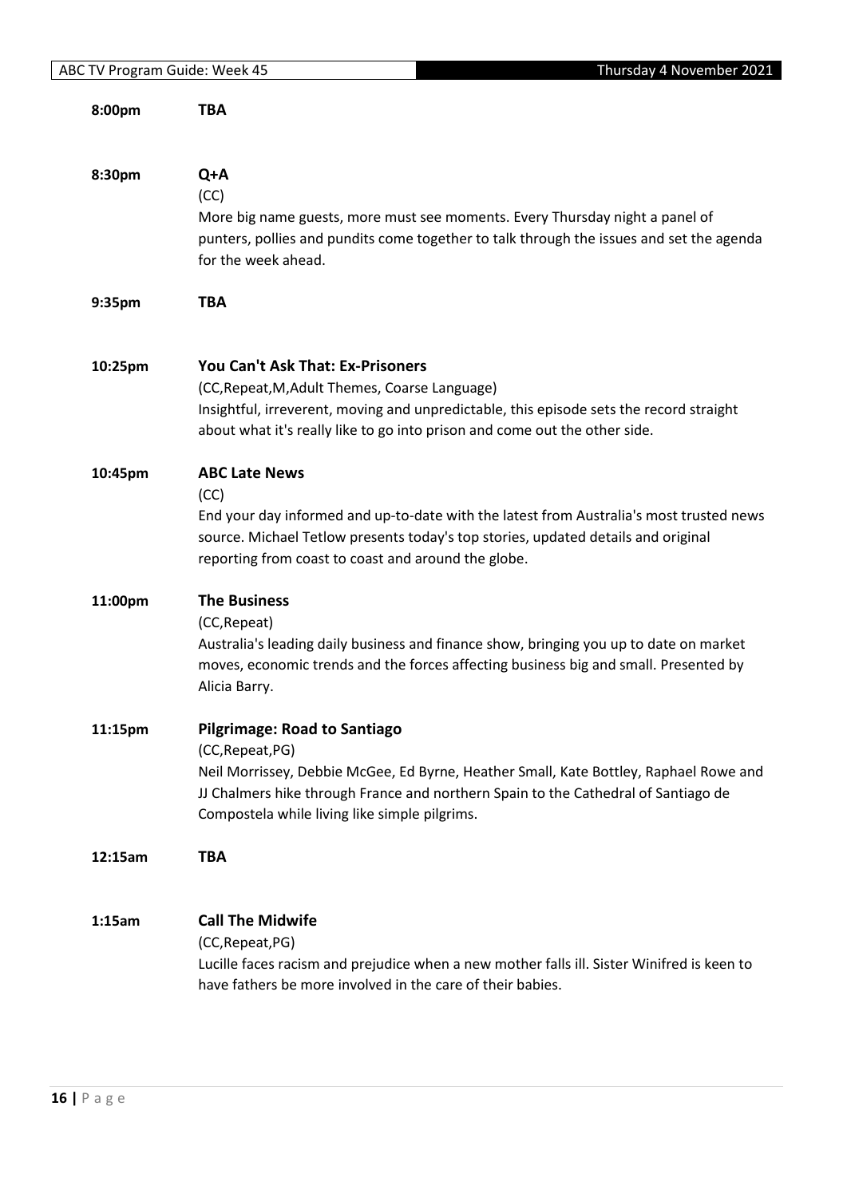**8:00pm** **TBA**

**8:30pm** **Q+A**

(CC)

More big name guests, more must see moments. Every Thursday night a panel of punters, pollies and pundits come together to talk through the issues and set the agenda for the week ahead.

**9:35pm** **TBA**

**10:25pm** **You Can't Ask That: Ex-Prisoners**

(CC,Repeat,M,Adult Themes, Coarse Language)

Insightful, irreverent, moving and unpredictable, this episode sets the record straight about what it's really like to go into prison and come out the other side.

**10:45pm** **ABC Late News**

(CC)

End your day informed and up-to-date with the latest from Australia's most trusted news source. Michael Tetlow presents today's top stories, updated details and original reporting from coast to coast and around the globe.

**11:00pm** **The Business**

(CC,Repeat)

Australia's leading daily business and finance show, bringing you up to date on market moves, economic trends and the forces affecting business big and small. Presented by Alicia Barry.

**11:15pm** **Pilgrimage: Road to Santiago**

(CC,Repeat,PG)

Neil Morrissey, Debbie McGee, Ed Byrne, Heather Small, Kate Bottley, Raphael Rowe and JJ Chalmers hike through France and northern Spain to the Cathedral of Santiago de Compostela while living like simple pilgrims.

**12:15am** **TBA**

**1:15am** **Call The Midwife**

(CC,Repeat,PG)

Lucille faces racism and prejudice when a new mother falls ill. Sister Winifred is keen to have fathers be more involved in the care of their babies.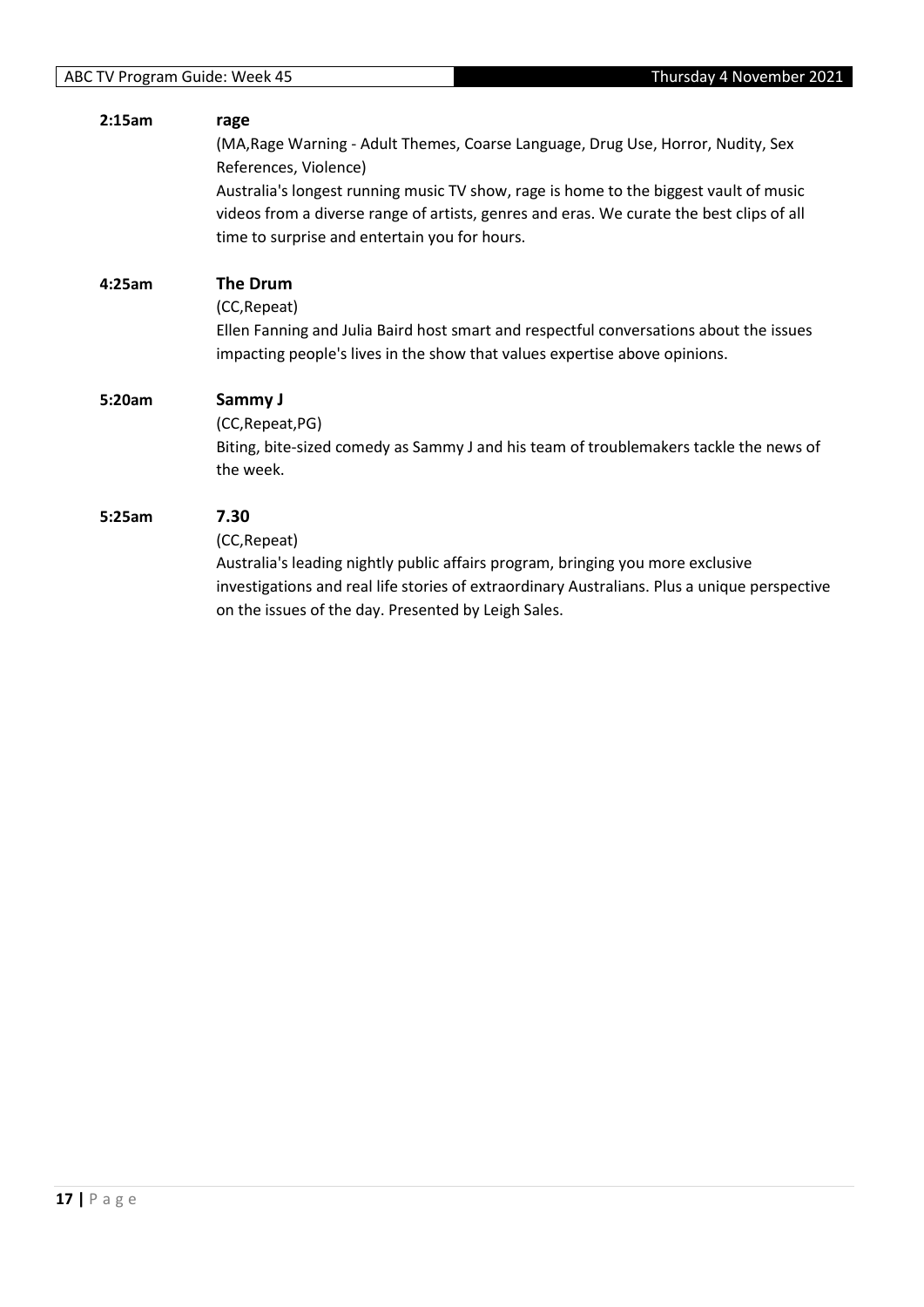**2:15am** **rage**

(MA,Rage Warning - Adult Themes, Coarse Language, Drug Use, Horror, Nudity, Sex References, Violence)

Australia's longest running music TV show, rage is home to the biggest vault of music videos from a diverse range of artists, genres and eras. We curate the best clips of all time to surprise and entertain you for hours.

**4:25am** **The Drum**

(CC,Repeat)

Ellen Fanning and Julia Baird host smart and respectful conversations about the issues impacting people's lives in the show that values expertise above opinions.

**5:20am** **Sammy J**

(CC,Repeat,PG)

Biting, bite-sized comedy as Sammy J and his team of troublemakers tackle the news of the week.

**5:25am** **7.30**

(CC,Repeat)

Australia's leading nightly public affairs program, bringing you more exclusive investigations and real life stories of extraordinary Australians. Plus a unique perspective on the issues of the day. Presented by Leigh Sales.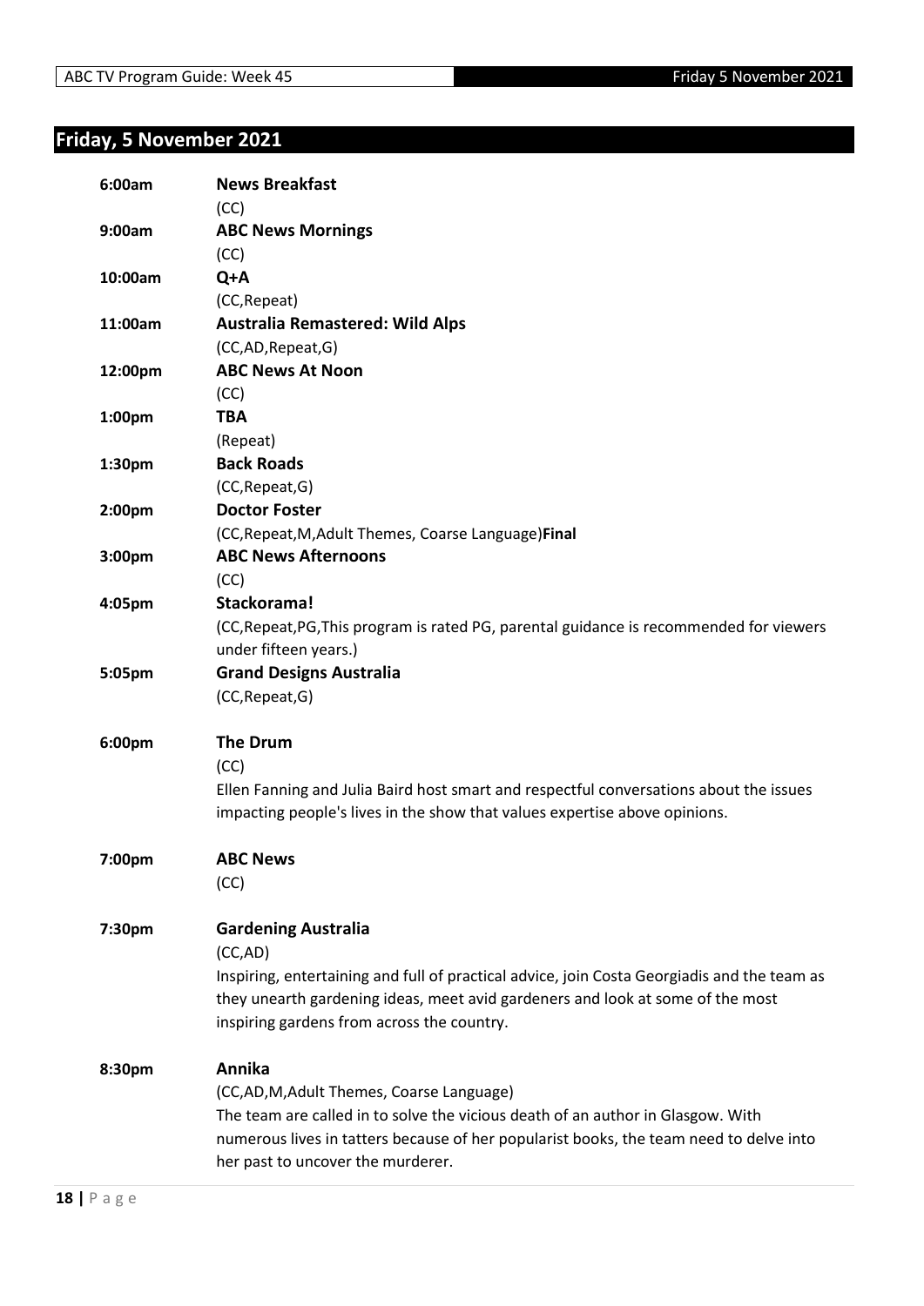## Friday, 5 November 2021

**6:00am** **News Breakfast**
(CC)

**9:00am** **ABC News Mornings**
(CC)

**10:00am** **Q+A**
(CC,Repeat)

**11:00am** **Australia Remastered: Wild Alps**
(CC,AD,Repeat,G)

**12:00pm** **ABC News At Noon**
(CC)

**1:00pm** **TBA**
(Repeat)

**1:30pm** **Back Roads**
(CC,Repeat,G)

**2:00pm** **Doctor Foster**
(CC,Repeat,M,Adult Themes, Coarse Language)**Final**

**3:00pm** **ABC News Afternoons**
(CC)

**4:05pm** **Stackorama!**
(CC,Repeat,PG,This program is rated PG, parental guidance is recommended for viewers under fifteen years.)

**5:05pm** **Grand Designs Australia**
(CC,Repeat,G)

**6:00pm** **The Drum**
(CC)
Ellen Fanning and Julia Baird host smart and respectful conversations about the issues impacting people's lives in the show that values expertise above opinions.

**7:00pm** **ABC News**
(CC)

**7:30pm** **Gardening Australia**
(CC,AD)
Inspiring, entertaining and full of practical advice, join Costa Georgiadis and the team as they unearth gardening ideas, meet avid gardeners and look at some of the most inspiring gardens from across the country.

**8:30pm** **Annika**
(CC,AD,M,Adult Themes, Coarse Language)
The team are called in to solve the vicious death of an author in Glasgow. With numerous lives in tatters because of her popularist books, the team need to delve into her past to uncover the murderer.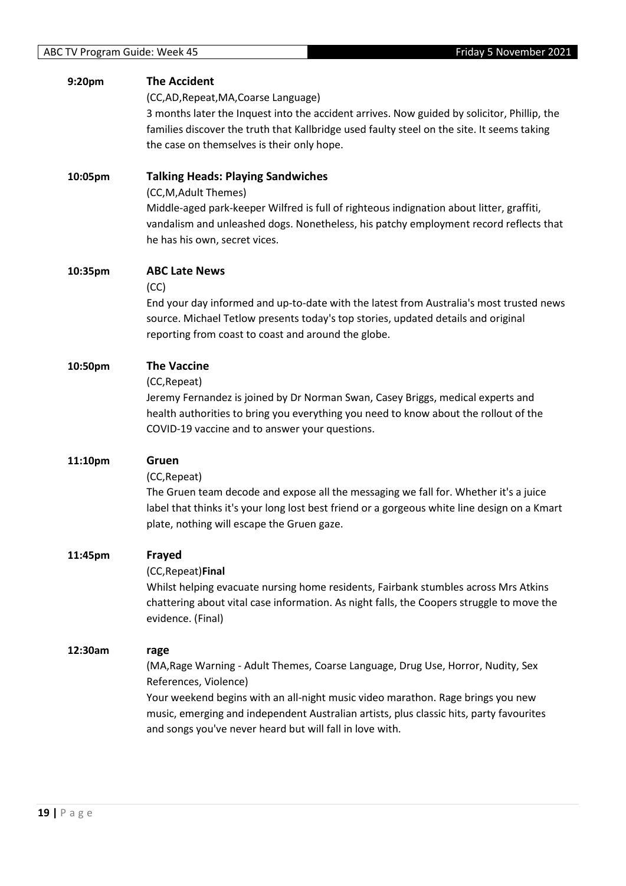**9:20pm** **The Accident**

(CC,AD,Repeat,MA,Coarse Language)

3 months later the Inquest into the accident arrives. Now guided by solicitor, Phillip, the families discover the truth that Kallbridge used faulty steel on the site. It seems taking the case on themselves is their only hope.

**10:05pm** **Talking Heads: Playing Sandwiches**

(CC,M,Adult Themes)

Middle-aged park-keeper Wilfred is full of righteous indignation about litter, graffiti, vandalism and unleashed dogs. Nonetheless, his patchy employment record reflects that he has his own, secret vices.

**10:35pm** **ABC Late News**

(CC)

End your day informed and up-to-date with the latest from Australia's most trusted news source. Michael Tetlow presents today's top stories, updated details and original reporting from coast to coast and around the globe.

**10:50pm** **The Vaccine**

(CC,Repeat)

Jeremy Fernandez is joined by Dr Norman Swan, Casey Briggs, medical experts and health authorities to bring you everything you need to know about the rollout of the COVID-19 vaccine and to answer your questions.

**11:10pm** **Gruen**

(CC,Repeat)

The Gruen team decode and expose all the messaging we fall for. Whether it's a juice label that thinks it's your long lost best friend or a gorgeous white line design on a Kmart plate, nothing will escape the Gruen gaze.

**11:45pm** **Frayed**

(CC,Repeat)**Final**

Whilst helping evacuate nursing home residents, Fairbank stumbles across Mrs Atkins chattering about vital case information. As night falls, the Coopers struggle to move the evidence. (Final)

**12:30am** **rage**

(MA,Rage Warning - Adult Themes, Coarse Language, Drug Use, Horror, Nudity, Sex References, Violence)

Your weekend begins with an all-night music video marathon. Rage brings you new music, emerging and independent Australian artists, plus classic hits, party favourites and songs you've never heard but will fall in love with.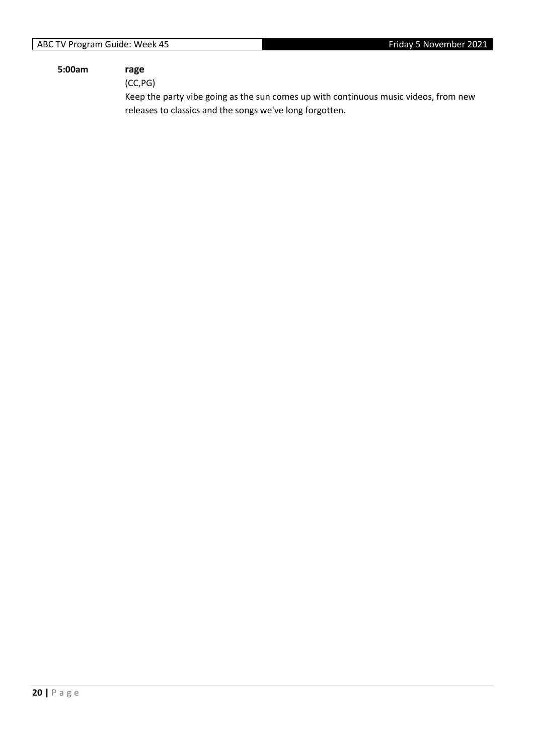**5:00am** **rage**

(CC,PG)

Keep the party vibe going as the sun comes up with continuous music videos, from new releases to classics and the songs we've long forgotten.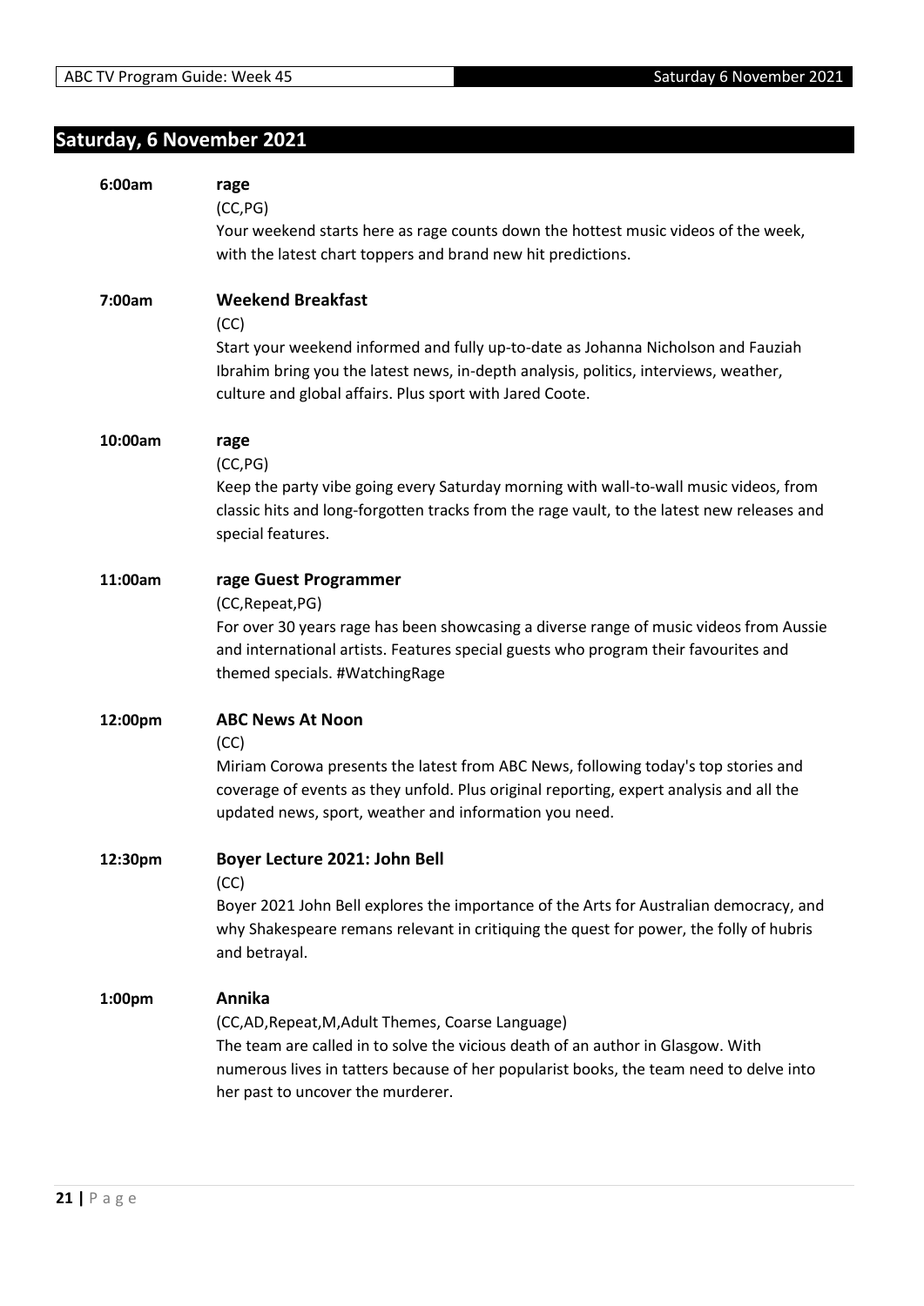## Saturday, 6 November 2021

**6:00am** **rage**

(CC,PG)

Your weekend starts here as rage counts down the hottest music videos of the week, with the latest chart toppers and brand new hit predictions.

**7:00am** **Weekend Breakfast**

(CC)

Start your weekend informed and fully up-to-date as Johanna Nicholson and Fauziah Ibrahim bring you the latest news, in-depth analysis, politics, interviews, weather, culture and global affairs. Plus sport with Jared Coote.

**10:00am** **rage**

(CC,PG)

Keep the party vibe going every Saturday morning with wall-to-wall music videos, from classic hits and long-forgotten tracks from the rage vault, to the latest new releases and special features.

**11:00am** **rage Guest Programmer**

(CC,Repeat,PG)

For over 30 years rage has been showcasing a diverse range of music videos from Aussie and international artists. Features special guests who program their favourites and themed specials. #WatchingRage

**12:00pm** **ABC News At Noon**

(CC)

Miriam Corowa presents the latest from ABC News, following today's top stories and coverage of events as they unfold. Plus original reporting, expert analysis and all the updated news, sport, weather and information you need.

**12:30pm** **Boyer Lecture 2021: John Bell**

(CC)

Boyer 2021 John Bell explores the importance of the Arts for Australian democracy, and why Shakespeare remans relevant in critiquing the quest for power, the folly of hubris and betrayal.

**1:00pm** **Annika**

(CC,AD,Repeat,M,Adult Themes, Coarse Language)

The team are called in to solve the vicious death of an author in Glasgow. With numerous lives in tatters because of her popularist books, the team need to delve into her past to uncover the murderer.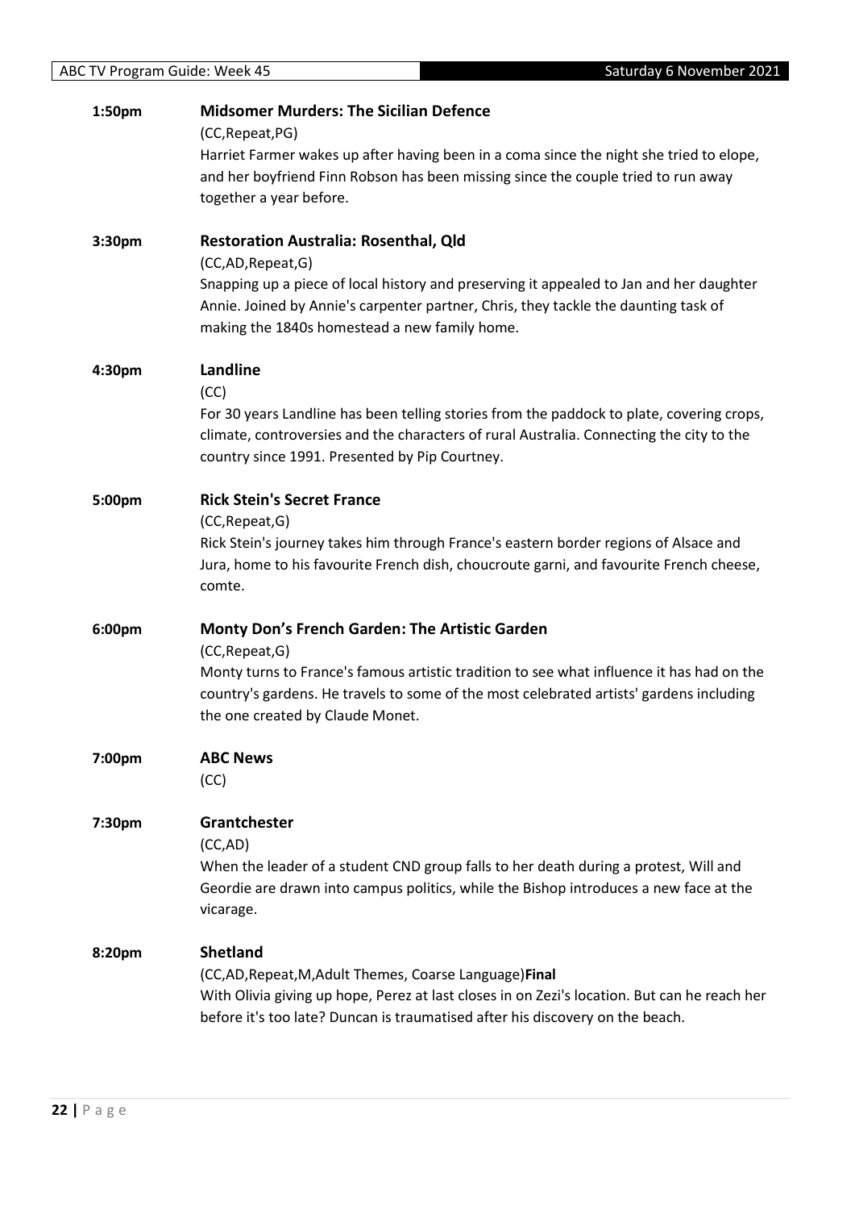**1:50pm** **Midsomer Murders: The Sicilian Defence**

(CC,Repeat,PG)

Harriet Farmer wakes up after having been in a coma since the night she tried to elope, and her boyfriend Finn Robson has been missing since the couple tried to run away together a year before.

**3:30pm** **Restoration Australia: Rosenthal, Qld**

(CC,AD,Repeat,G)

Snapping up a piece of local history and preserving it appealed to Jan and her daughter Annie. Joined by Annie's carpenter partner, Chris, they tackle the daunting task of making the 1840s homestead a new family home.

**4:30pm** **Landline**

(CC)

For 30 years Landline has been telling stories from the paddock to plate, covering crops, climate, controversies and the characters of rural Australia. Connecting the city to the country since 1991. Presented by Pip Courtney.

**5:00pm** **Rick Stein's Secret France**

(CC,Repeat,G)

Rick Stein's journey takes him through France's eastern border regions of Alsace and Jura, home to his favourite French dish, choucroute garni, and favourite French cheese, comte.

**6:00pm** **Monty Don's French Garden: The Artistic Garden**

(CC,Repeat,G)

Monty turns to France's famous artistic tradition to see what influence it has had on the country's gardens. He travels to some of the most celebrated artists' gardens including the one created by Claude Monet.

**7:00pm** **ABC News**

(CC)

**7:30pm** **Grantchester**

(CC,AD)

When the leader of a student CND group falls to her death during a protest, Will and Geordie are drawn into campus politics, while the Bishop introduces a new face at the vicarage.

**8:20pm** **Shetland**

(CC,AD,Repeat,M,Adult Themes, Coarse Language)**Final**

With Olivia giving up hope, Perez at last closes in on Zezi's location. But can he reach her before it's too late? Duncan is traumatised after his discovery on the beach.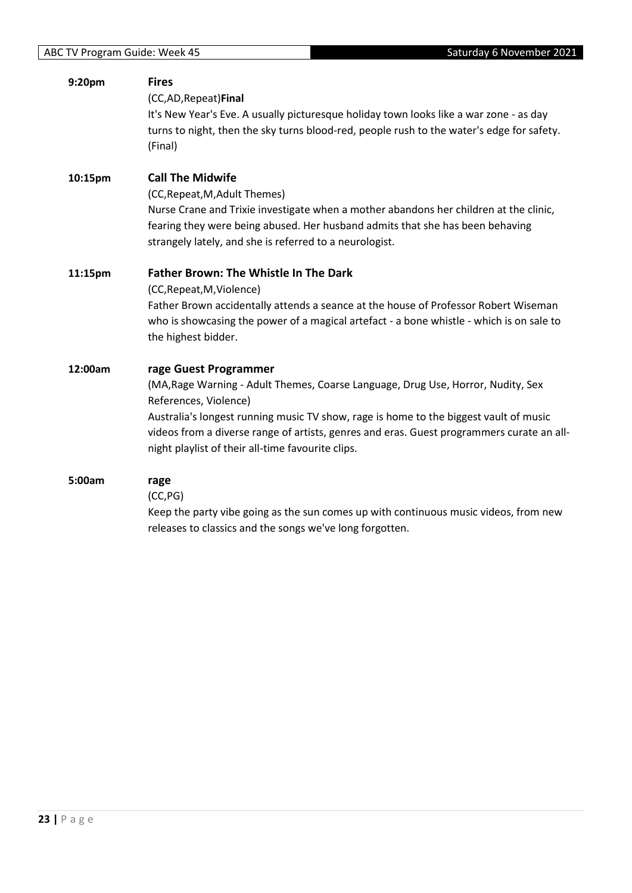**9:20pm** **Fires**

(CC,AD,Repeat)**Final**

It's New Year's Eve. A usually picturesque holiday town looks like a war zone - as day turns to night, then the sky turns blood-red, people rush to the water's edge for safety. (Final)

**10:15pm** **Call The Midwife**

(CC,Repeat,M,Adult Themes)

Nurse Crane and Trixie investigate when a mother abandons her children at the clinic, fearing they were being abused. Her husband admits that she has been behaving strangely lately, and she is referred to a neurologist.

**11:15pm** **Father Brown: The Whistle In The Dark**

(CC,Repeat,M,Violence)

Father Brown accidentally attends a seance at the house of Professor Robert Wiseman who is showcasing the power of a magical artefact - a bone whistle - which is on sale to the highest bidder.

**12:00am** **rage Guest Programmer**

(MA,Rage Warning - Adult Themes, Coarse Language, Drug Use, Horror, Nudity, Sex References, Violence)

Australia's longest running music TV show, rage is home to the biggest vault of music videos from a diverse range of artists, genres and eras. Guest programmers curate an all-night playlist of their all-time favourite clips.

**5:00am** **rage**

(CC,PG)

Keep the party vibe going as the sun comes up with continuous music videos, from new releases to classics and the songs we've long forgotten.